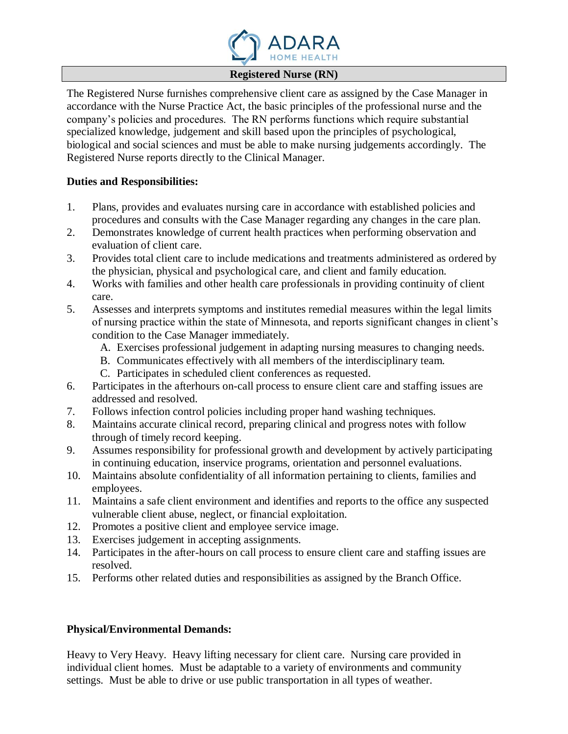ADARA
HOME HEALTH

# Registered Nurse (RN)

The Registered Nurse furnishes comprehensive client care as assigned by the Case Manager in accordance with the Nurse Practice Act, the basic principles of the professional nurse and the company's policies and procedures. The RN performs functions which require substantial specialized knowledge, judgement and skill based upon the principles of psychological, biological and social sciences and must be able to make nursing judgements accordingly. The Registered Nurse reports directly to the Clinical Manager.

**Duties and Responsibilities:**

1. Plans, provides and evaluates nursing care in accordance with established policies and procedures and consults with the Case Manager regarding any changes in the care plan.
2. Demonstrates knowledge of current health practices when performing observation and evaluation of client care.
3. Provides total client care to include medications and treatments administered as ordered by the physician, physical and psychological care, and client and family education.
4. Works with families and other health care professionals in providing continuity of client care.
5. Assesses and interprets symptoms and institutes remedial measures within the legal limits of nursing practice within the state of Minnesota, and reports significant changes in client's condition to the Case Manager immediately.
   A. Exercises professional judgement in adapting nursing measures to changing needs.
   B. Communicates effectively with all members of the interdisciplinary team.
   C. Participates in scheduled client conferences as requested.
6. Participates in the afterhours on-call process to ensure client care and staffing issues are addressed and resolved.
7. Follows infection control policies including proper hand washing techniques.
8. Maintains accurate clinical record, preparing clinical and progress notes with follow through of timely record keeping.
9. Assumes responsibility for professional growth and development by actively participating in continuing education, inservice programs, orientation and personnel evaluations.
10. Maintains absolute confidentiality of all information pertaining to clients, families and employees.
11. Maintains a safe client environment and identifies and reports to the office any suspected vulnerable client abuse, neglect, or financial exploitation.
12. Promotes a positive client and employee service image.
13. Exercises judgement in accepting assignments.
14. Participates in the after-hours on call process to ensure client care and staffing issues are resolved.
15. Performs other related duties and responsibilities as assigned by the Branch Office.

**Physical/Environmental Demands:**

Heavy to Very Heavy. Heavy lifting necessary for client care. Nursing care provided in individual client homes. Must be adaptable to a variety of environments and community settings. Must be able to drive or use public transportation in all types of weather.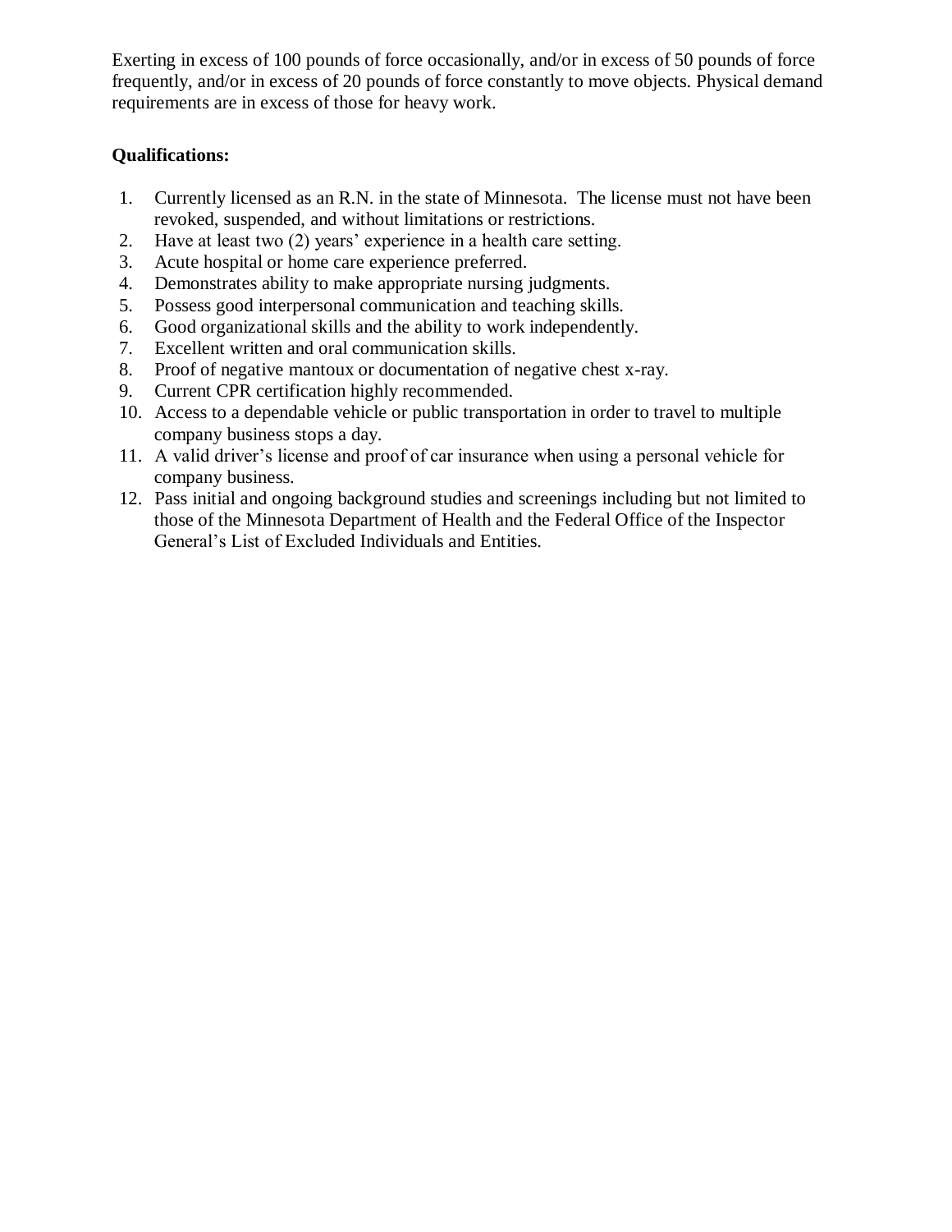Exerting in excess of 100 pounds of force occasionally, and/or in excess of 50 pounds of force frequently, and/or in excess of 20 pounds of force constantly to move objects. Physical demand requirements are in excess of those for heavy work.

**Qualifications:**

1. Currently licensed as an R.N. in the state of Minnesota. The license must not have been revoked, suspended, and without limitations or restrictions.
2. Have at least two (2) years' experience in a health care setting.
3. Acute hospital or home care experience preferred.
4. Demonstrates ability to make appropriate nursing judgments.
5. Possess good interpersonal communication and teaching skills.
6. Good organizational skills and the ability to work independently.
7. Excellent written and oral communication skills.
8. Proof of negative mantoux or documentation of negative chest x-ray.
9. Current CPR certification highly recommended.
10. Access to a dependable vehicle or public transportation in order to travel to multiple company business stops a day.
11. A valid driver's license and proof of car insurance when using a personal vehicle for company business.
12. Pass initial and ongoing background studies and screenings including but not limited to those of the Minnesota Department of Health and the Federal Office of the Inspector General's List of Excluded Individuals and Entities.